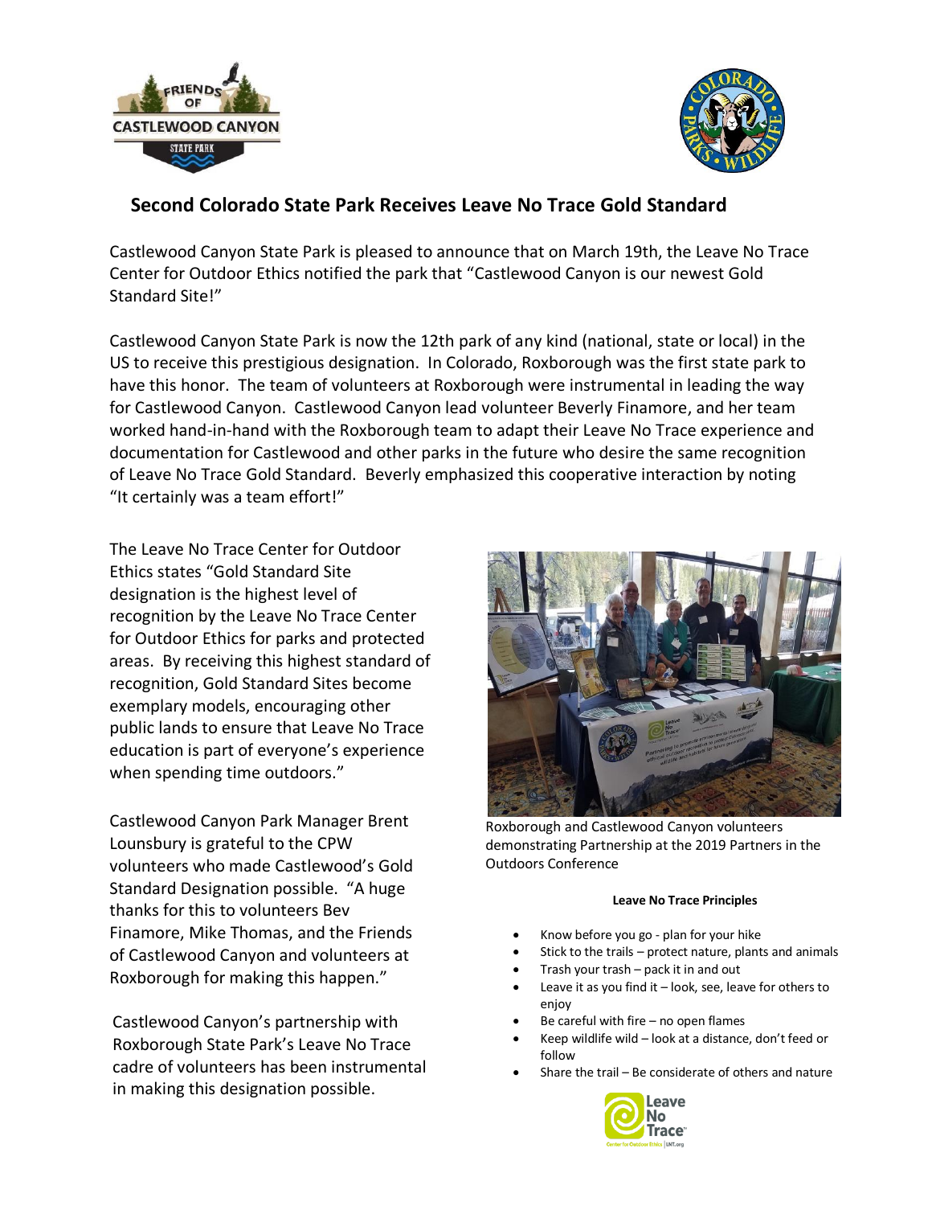## Second Colorado State Park Receives Leave No Trace Gold Standard

Castlewood Canyon State Park is pleased to announce that on March 19th, the Leave No Trace Center for Outdoor Ethics notified the park that "Castlewood Canyon is our newest Gold Standard Site!"

Castlewood Canyon State Park is now the 12th park of any kind (national, state or local) in the US to receive this prestigious designation. In Colorado, Roxborough was the first state park to have this honor. The team of volunteers at Roxborough were instrumental in leading the way for Castlewood Canyon. Castlewood Canyon lead volunteer Beverly Finamore, and her team worked hand-in-hand with the Roxborough team to adapt their Leave No Trace experience and documentation for Castlewood and other parks in the future who desire the same recognition of Leave No Trace Gold Standard. Beverly emphasized this cooperative interaction by noting "It certainly was a team effort!"

The Leave No Trace Center for Outdoor Ethics states "Gold Standard Site designation is the highest level of recognition by the Leave No Trace Center for Outdoor Ethics for parks and protected areas. By receiving this highest standard of recognition, Gold Standard Sites become exemplary models, encouraging other public lands to ensure that Leave No Trace education is part of everyone's experience when spending time outdoors."

Castlewood Canyon Park Manager Brent Lounsbury is grateful to the CPW volunteers who made Castlewood's Gold Standard Designation possible. "A huge thanks for this to volunteers Bev Finamore, Mike Thomas, and the Friends of Castlewood Canyon and volunteers at Roxborough for making this happen."

Castlewood Canyon's partnership with Roxborough State Park's Leave No Trace cadre of volunteers has been instrumental in making this designation possible.

Roxborough and Castlewood Canyon volunteers demonstrating Partnership at the 2019 Partners in the Outdoors Conference

**Leave No Trace Principles**

- Know before you go - plan for your hike
- Stick to the trails – protect nature, plants and animals
- Trash your trash – pack it in and out
- Leave it as you find it – look, see, leave for others to enjoy
- Be careful with fire – no open flames
- Keep wildlife wild – look at a distance, don't feed or follow
- Share the trail – Be considerate of others and nature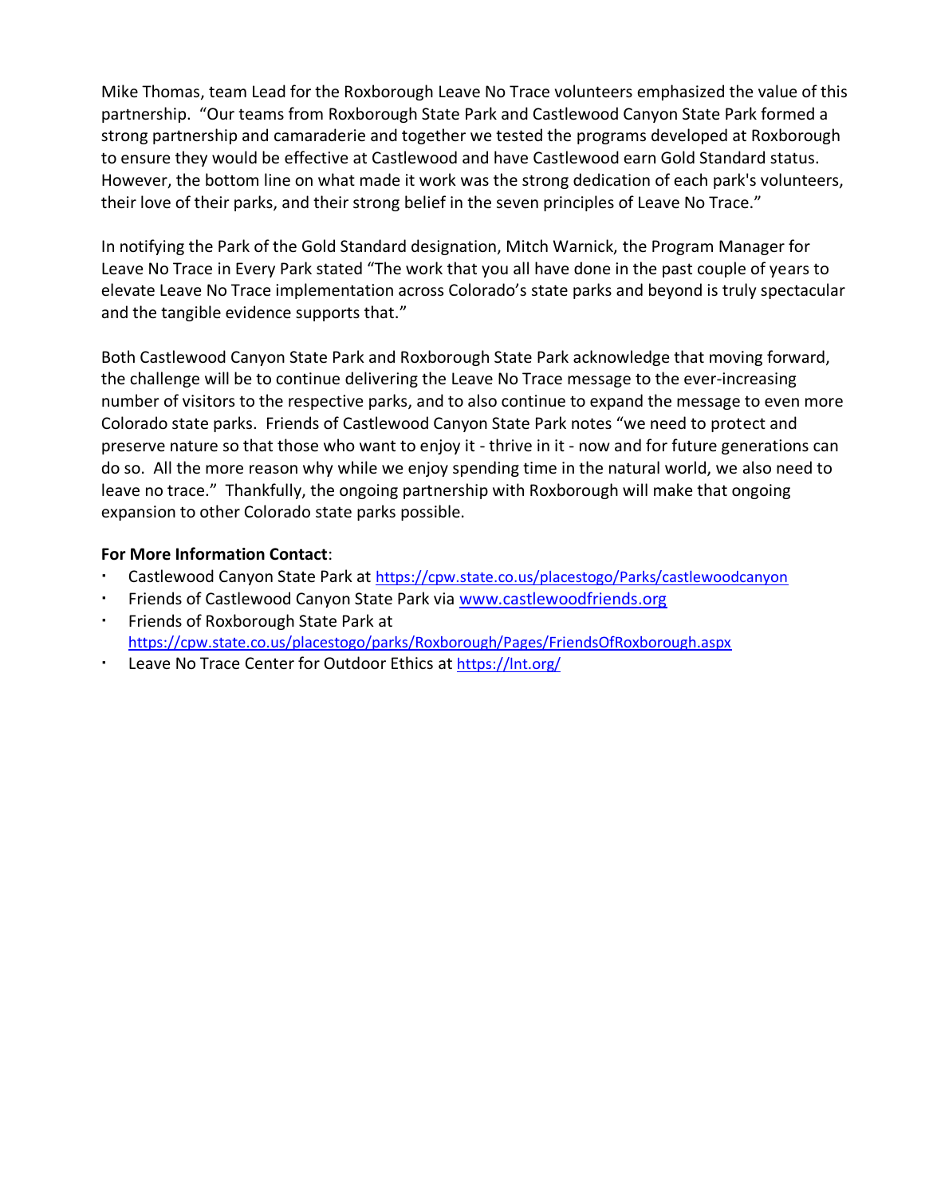Mike Thomas, team Lead for the Roxborough Leave No Trace volunteers emphasized the value of this partnership. "Our teams from Roxborough State Park and Castlewood Canyon State Park formed a strong partnership and camaraderie and together we tested the programs developed at Roxborough to ensure they would be effective at Castlewood and have Castlewood earn Gold Standard status. However, the bottom line on what made it work was the strong dedication of each park's volunteers, their love of their parks, and their strong belief in the seven principles of Leave No Trace."

In notifying the Park of the Gold Standard designation, Mitch Warnick, the Program Manager for Leave No Trace in Every Park stated "The work that you all have done in the past couple of years to elevate Leave No Trace implementation across Colorado's state parks and beyond is truly spectacular and the tangible evidence supports that."

Both Castlewood Canyon State Park and Roxborough State Park acknowledge that moving forward, the challenge will be to continue delivering the Leave No Trace message to the ever-increasing number of visitors to the respective parks, and to also continue to expand the message to even more Colorado state parks. Friends of Castlewood Canyon State Park notes "we need to protect and preserve nature so that those who want to enjoy it - thrive in it - now and for future generations can do so. All the more reason why while we enjoy spending time in the natural world, we also need to leave no trace." Thankfully, the ongoing partnership with Roxborough will make that ongoing expansion to other Colorado state parks possible.

**For More Information Contact**:

- Castlewood Canyon State Park at https://cpw.state.co.us/placestogo/Parks/castlewoodcanyon
- Friends of Castlewood Canyon State Park via www.castlewoodfriends.org
- Friends of Roxborough State Park at https://cpw.state.co.us/placestogo/parks/Roxborough/Pages/FriendsOfRoxborough.aspx
- Leave No Trace Center for Outdoor Ethics at https://lnt.org/